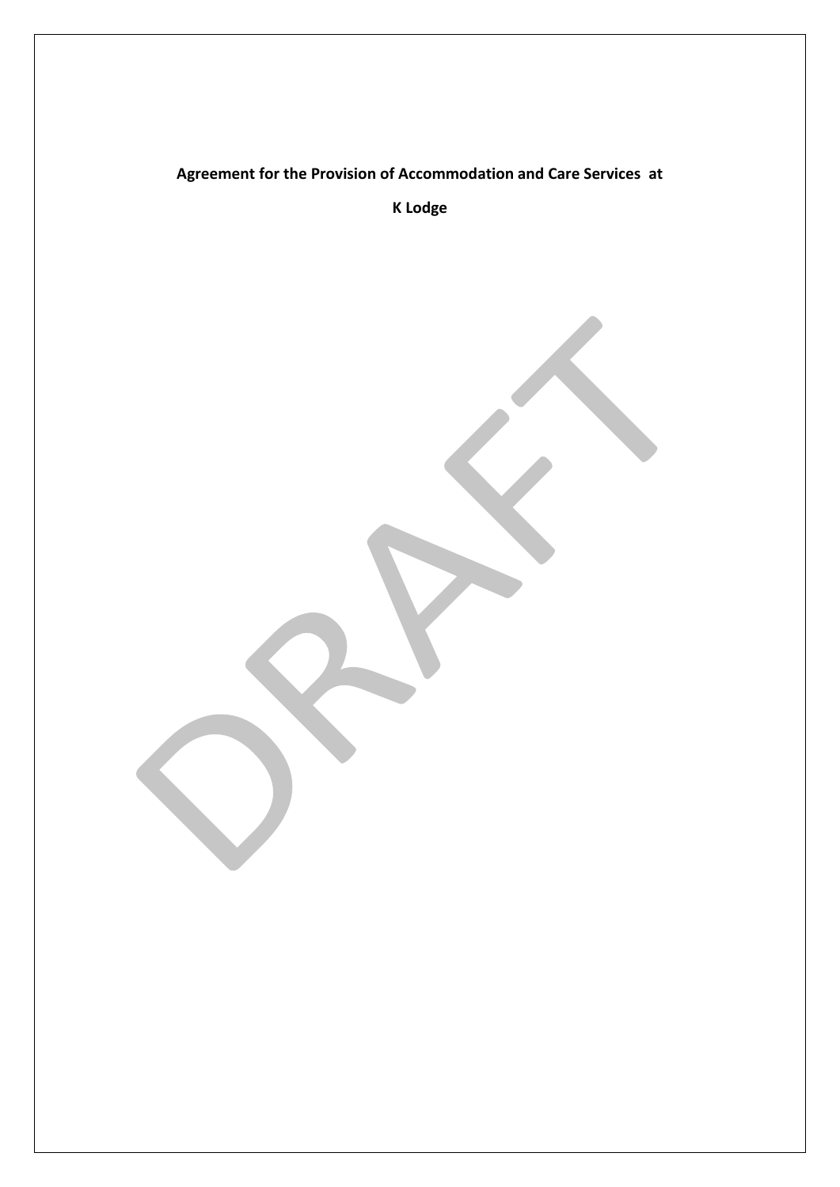# Agreement for the Provision of Accommodation and Care Services at K Lodge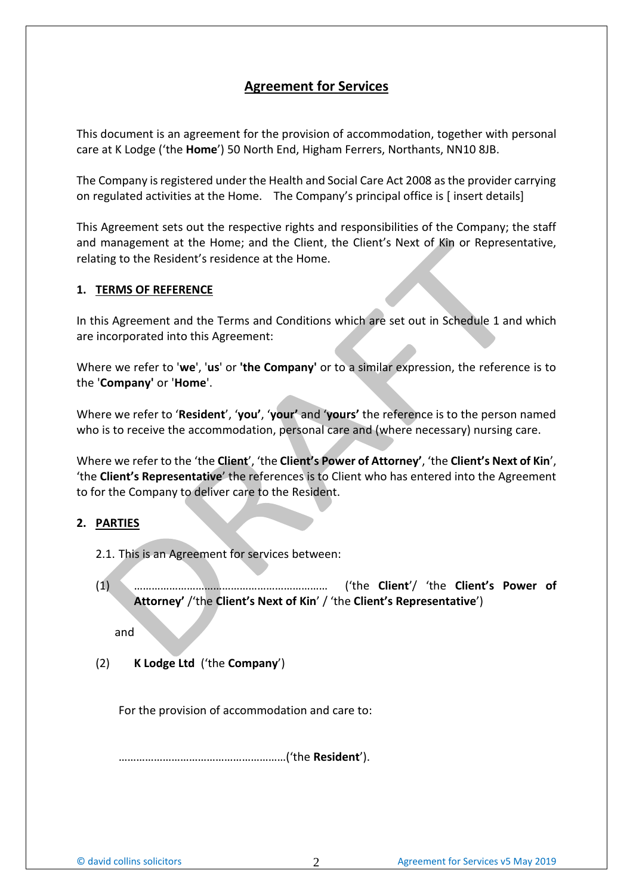## Agreement for Services

This document is an agreement for the provision of accommodation, together with personal care at K Lodge ('the **Home**') 50 North End, Higham Ferrers, Northants, NN10 8JB.

The Company is registered under the Health and Social Care Act 2008 as the provider carrying on regulated activities at the Home. The Company's principal office is [ insert details]

This Agreement sets out the respective rights and responsibilities of the Company; the staff and management at the Home; and the Client, the Client's Next of Kin or Representative, relating to the Resident's residence at the Home.

### 1. TERMS OF REFERENCE

In this Agreement and the Terms and Conditions which are set out in Schedule 1 and which are incorporated into this Agreement:

Where we refer to '**we**', '**us**' or **'the Company'** or to a similar expression, the reference is to the '**Company'** or '**Home**'.

Where we refer to '**Resident**', '**you'**, '**your'** and '**yours'** the reference is to the person named who is to receive the accommodation, personal care and (where necessary) nursing care.

Where we refer to the 'the **Client**', 'the **Client's Power of Attorney'**, 'the **Client's Next of Kin**', 'the **Client's Representative**' the references is to Client who has entered into the Agreement to for the Company to deliver care to the Resident.

### 2. PARTIES

2.1. This is an Agreement for services between:

(1) ………………………………………………………… ('the **Client**'/ 'the **Client's Power of Attorney'** /'the **Client's Next of Kin**' / 'the **Client's Representative**')

and

(2) **K Lodge Ltd** ('the **Company**')

For the provision of accommodation and care to:

…………………………………………………('the **Resident**').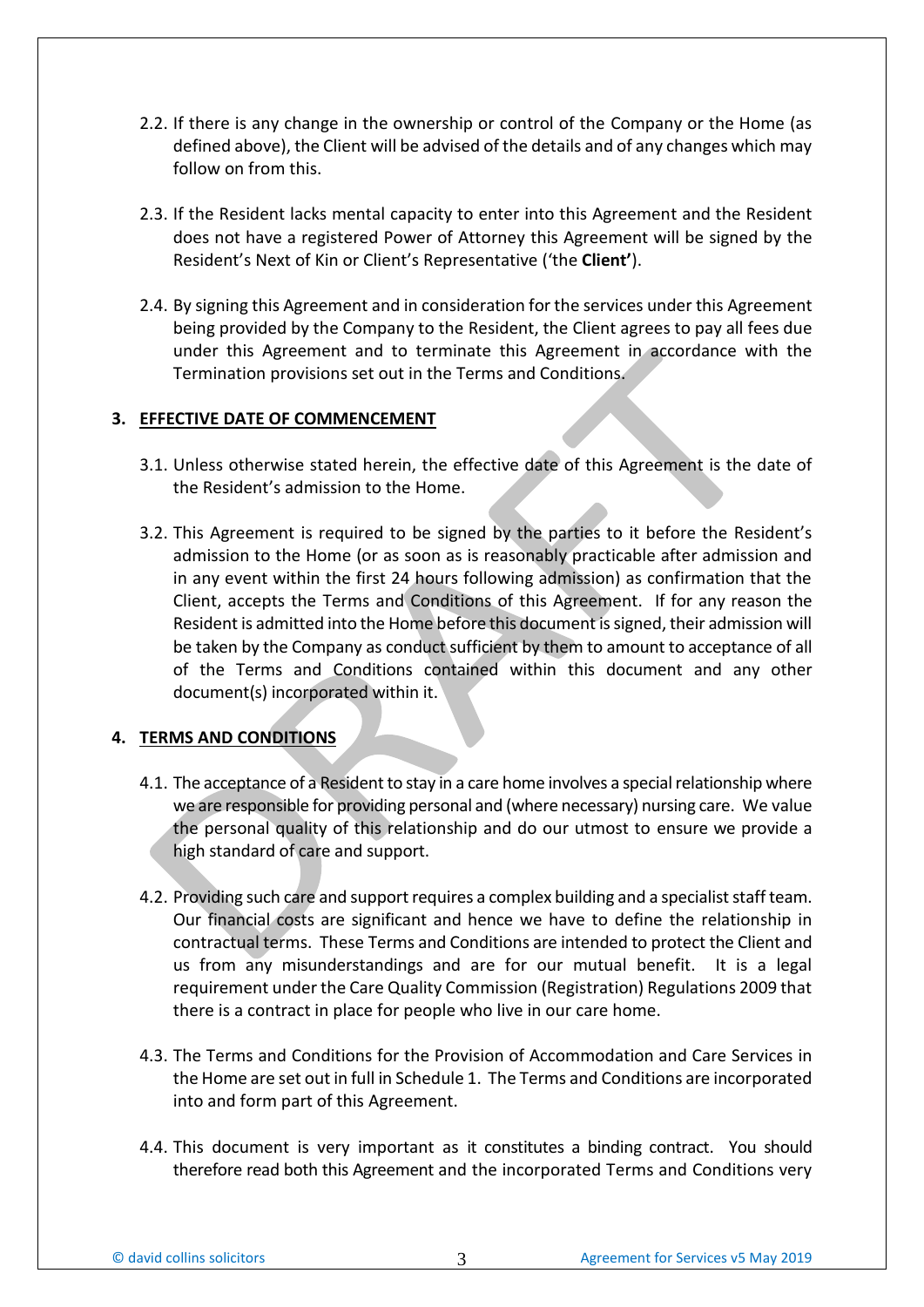2.2. If there is any change in the ownership or control of the Company or the Home (as defined above), the Client will be advised of the details and of any changes which may follow on from this.

2.3. If the Resident lacks mental capacity to enter into this Agreement and the Resident does not have a registered Power of Attorney this Agreement will be signed by the Resident's Next of Kin or Client's Representative ('the **Client'**).

2.4. By signing this Agreement and in consideration for the services under this Agreement being provided by the Company to the Resident, the Client agrees to pay all fees due under this Agreement and to terminate this Agreement in accordance with the Termination provisions set out in the Terms and Conditions.

## 3. EFFECTIVE DATE OF COMMENCEMENT

3.1. Unless otherwise stated herein, the effective date of this Agreement is the date of the Resident's admission to the Home.

3.2. This Agreement is required to be signed by the parties to it before the Resident's admission to the Home (or as soon as is reasonably practicable after admission and in any event within the first 24 hours following admission) as confirmation that the Client, accepts the Terms and Conditions of this Agreement. If for any reason the Resident is admitted into the Home before this document is signed, their admission will be taken by the Company as conduct sufficient by them to amount to acceptance of all of the Terms and Conditions contained within this document and any other document(s) incorporated within it.

## 4. TERMS AND CONDITIONS

4.1. The acceptance of a Resident to stay in a care home involves a special relationship where we are responsible for providing personal and (where necessary) nursing care. We value the personal quality of this relationship and do our utmost to ensure we provide a high standard of care and support.

4.2. Providing such care and support requires a complex building and a specialist staff team. Our financial costs are significant and hence we have to define the relationship in contractual terms. These Terms and Conditions are intended to protect the Client and us from any misunderstandings and are for our mutual benefit. It is a legal requirement under the Care Quality Commission (Registration) Regulations 2009 that there is a contract in place for people who live in our care home.

4.3. The Terms and Conditions for the Provision of Accommodation and Care Services in the Home are set out in full in Schedule 1. The Terms and Conditions are incorporated into and form part of this Agreement.

4.4. This document is very important as it constitutes a binding contract. You should therefore read both this Agreement and the incorporated Terms and Conditions very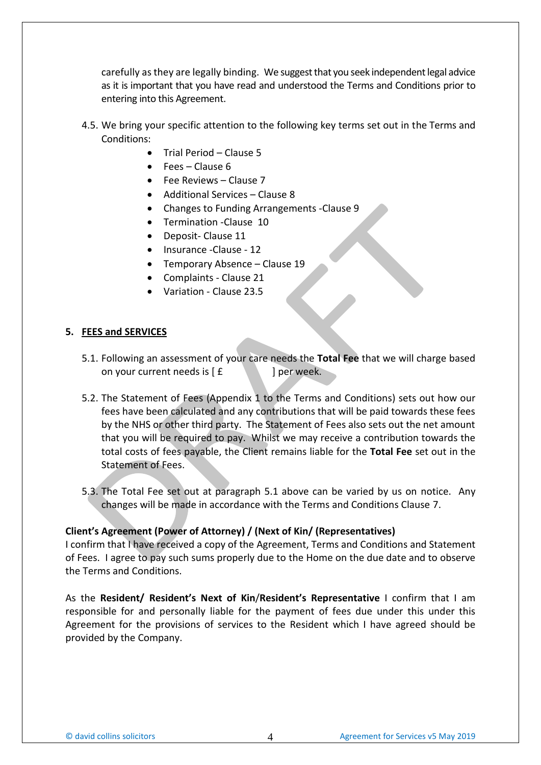carefully as they are legally binding. We suggest that you seek independent legal advice as it is important that you have read and understood the Terms and Conditions prior to entering into this Agreement.

4.5. We bring your specific attention to the following key terms set out in the Terms and Conditions:

- Trial Period – Clause 5
- Fees – Clause 6
- Fee Reviews – Clause 7
- Additional Services – Clause 8
- Changes to Funding Arrangements -Clause 9
- Termination -Clause 10
- Deposit- Clause 11
- Insurance -Clause - 12
- Temporary Absence – Clause 19
- Complaints - Clause 21
- Variation - Clause 23.5

## 5. FEES and SERVICES

5.1. Following an assessment of your care needs the **Total Fee** that we will charge based on your current needs is [ £ ] per week.

5.2. The Statement of Fees (Appendix 1 to the Terms and Conditions) sets out how our fees have been calculated and any contributions that will be paid towards these fees by the NHS or other third party. The Statement of Fees also sets out the net amount that you will be required to pay. Whilst we may receive a contribution towards the total costs of fees payable, the Client remains liable for the **Total Fee** set out in the Statement of Fees.

5.3. The Total Fee set out at paragraph 5.1 above can be varied by us on notice. Any changes will be made in accordance with the Terms and Conditions Clause 7.

**Client's Agreement (Power of Attorney) / (Next of Kin/ (Representatives)**

I confirm that I have received a copy of the Agreement, Terms and Conditions and Statement of Fees. I agree to pay such sums properly due to the Home on the due date and to observe the Terms and Conditions.

As the **Resident/ Resident's Next of Kin**/**Resident's Representative** I confirm that I am responsible for and personally liable for the payment of fees due under this under this Agreement for the provisions of services to the Resident which I have agreed should be provided by the Company.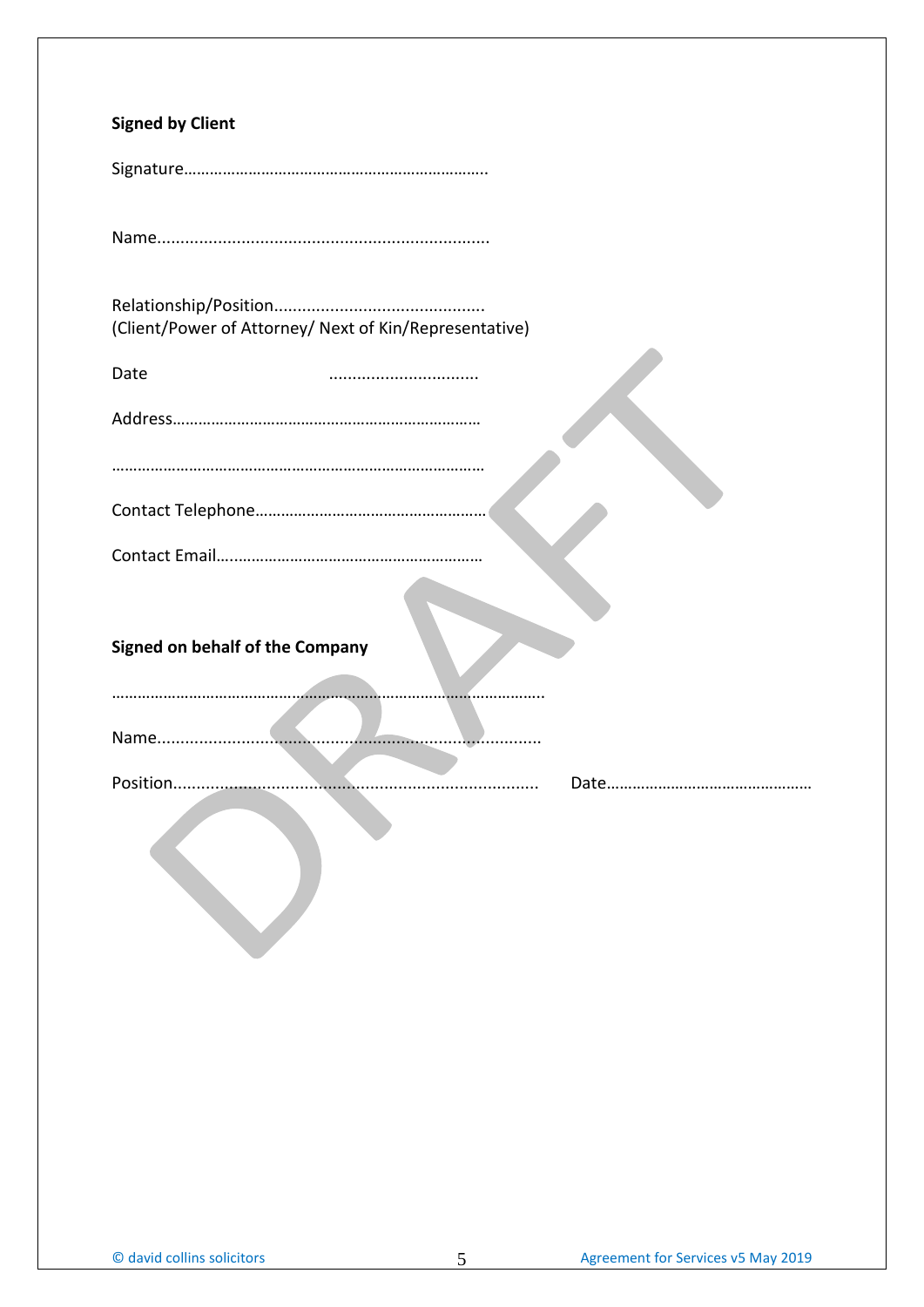**Signed by Client**

Signature…………………………………………………………….

Name........................................................................

Relationship/Position.............................................
(Client/Power of Attorney/ Next of Kin/Representative)

Date ................................

Address………………………………………………………………

……………………………………………………………………………

Contact Telephone………………………………………………

Contact Email………………………………………………………

**Signed on behalf of the Company**

………………………………………………………………………………………..

Name..........................................................................................

Position.............................................................................. Date…………………………………………